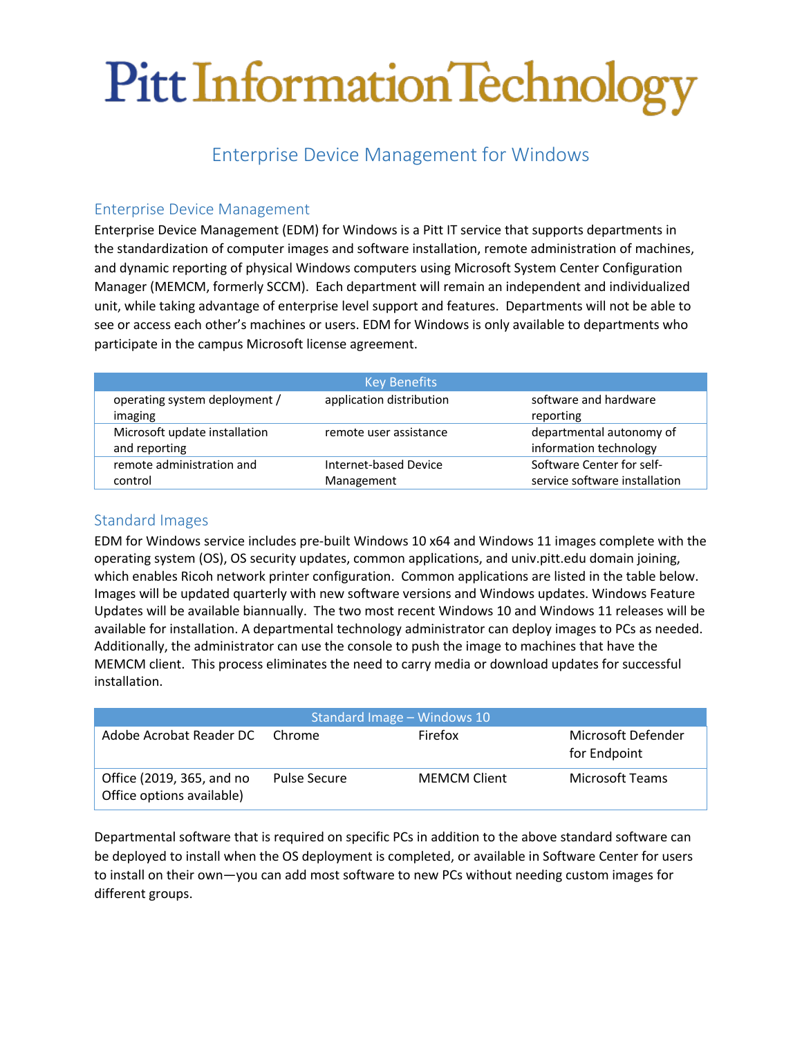# Pitt Information Technology

## Enterprise Device Management for Windows

### Enterprise Device Management

Enterprise Device Management (EDM) for Windows is a Pitt IT service that supports departments in the standardization of computer images and software installation, remote administration of machines, and dynamic reporting of physical Windows computers using Microsoft System Center Configuration Manager (MEMCM, formerly SCCM). Each department will remain an independent and individualized unit, while taking advantage of enterprise level support and features. Departments will not be able to see or access each other's machines or users. EDM for Windows is only available to departments who participate in the campus Microsoft license agreement.

| Key Benefits | | |
|---|---|---|
| operating system deployment / imaging | application distribution | software and hardware reporting |
| Microsoft update installation and reporting | remote user assistance | departmental autonomy of information technology |
| remote administration and control | Internet-based Device Management | Software Center for self-service software installation |

### Standard Images

EDM for Windows service includes pre-built Windows 10 x64 and Windows 11 images complete with the operating system (OS), OS security updates, common applications, and univ.pitt.edu domain joining, which enables Ricoh network printer configuration. Common applications are listed in the table below. Images will be updated quarterly with new software versions and Windows updates. Windows Feature Updates will be available biannually. The two most recent Windows 10 and Windows 11 releases will be available for installation. A departmental technology administrator can deploy images to PCs as needed. Additionally, the administrator can use the console to push the image to machines that have the MEMCM client. This process eliminates the need to carry media or download updates for successful installation.

| Standard Image – Windows 10 | | | |
|---|---|---|---|
| Adobe Acrobat Reader DC | Chrome | Firefox | Microsoft Defender for Endpoint |
| Office (2019, 365, and no Office options available) | Pulse Secure | MEMCM Client | Microsoft Teams |

Departmental software that is required on specific PCs in addition to the above standard software can be deployed to install when the OS deployment is completed, or available in Software Center for users to install on their own—you can add most software to new PCs without needing custom images for different groups.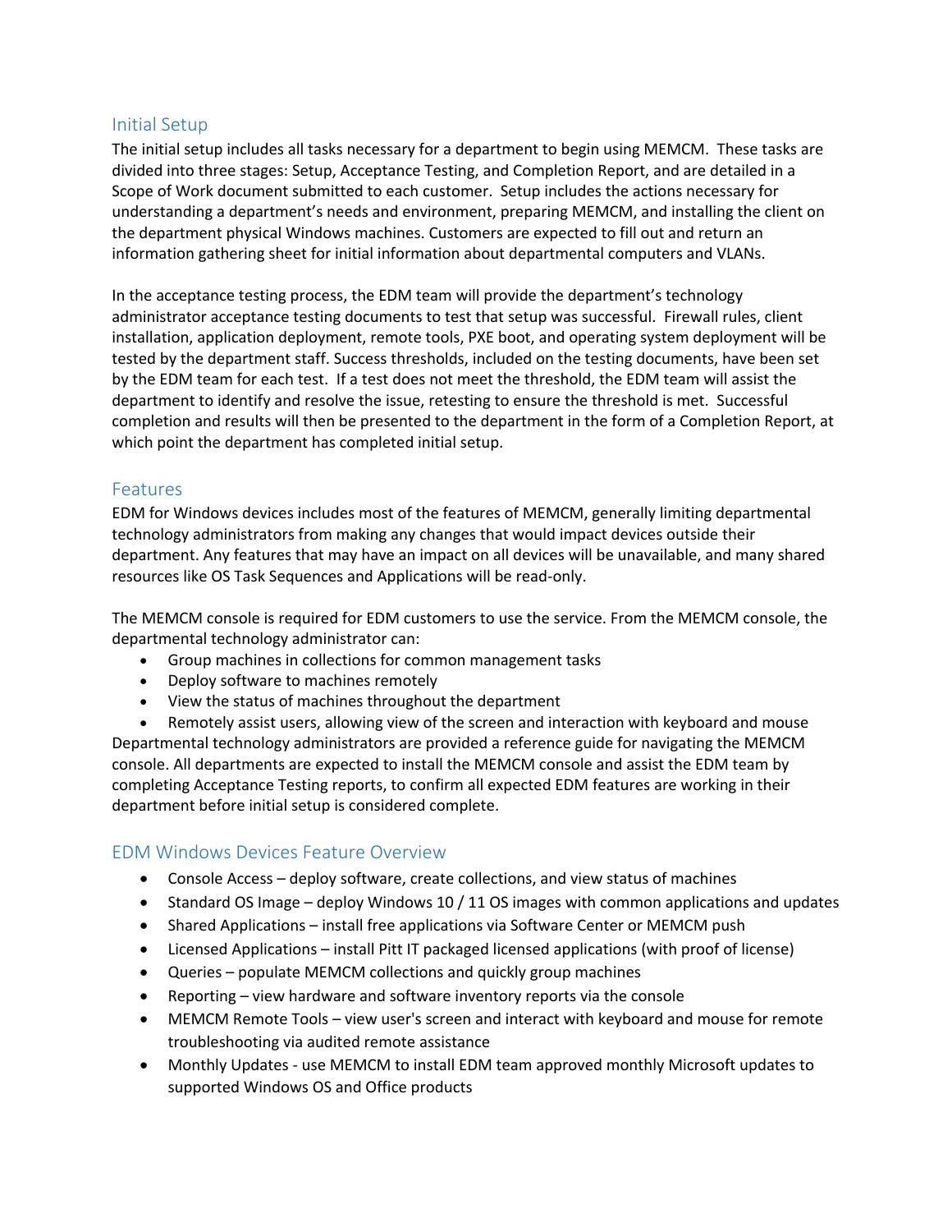## Initial Setup

The initial setup includes all tasks necessary for a department to begin using MEMCM. These tasks are divided into three stages: Setup, Acceptance Testing, and Completion Report, and are detailed in a Scope of Work document submitted to each customer. Setup includes the actions necessary for understanding a department's needs and environment, preparing MEMCM, and installing the client on the department physical Windows machines. Customers are expected to fill out and return an information gathering sheet for initial information about departmental computers and VLANs.

In the acceptance testing process, the EDM team will provide the department's technology administrator acceptance testing documents to test that setup was successful. Firewall rules, client installation, application deployment, remote tools, PXE boot, and operating system deployment will be tested by the department staff. Success thresholds, included on the testing documents, have been set by the EDM team for each test. If a test does not meet the threshold, the EDM team will assist the department to identify and resolve the issue, retesting to ensure the threshold is met. Successful completion and results will then be presented to the department in the form of a Completion Report, at which point the department has completed initial setup.

## Features

EDM for Windows devices includes most of the features of MEMCM, generally limiting departmental technology administrators from making any changes that would impact devices outside their department. Any features that may have an impact on all devices will be unavailable, and many shared resources like OS Task Sequences and Applications will be read-only.

The MEMCM console is required for EDM customers to use the service. From the MEMCM console, the departmental technology administrator can:

- Group machines in collections for common management tasks
- Deploy software to machines remotely
- View the status of machines throughout the department
- Remotely assist users, allowing view of the screen and interaction with keyboard and mouse

Departmental technology administrators are provided a reference guide for navigating the MEMCM console. All departments are expected to install the MEMCM console and assist the EDM team by completing Acceptance Testing reports, to confirm all expected EDM features are working in their department before initial setup is considered complete.

## EDM Windows Devices Feature Overview

- Console Access – deploy software, create collections, and view status of machines
- Standard OS Image – deploy Windows 10 / 11 OS images with common applications and updates
- Shared Applications – install free applications via Software Center or MEMCM push
- Licensed Applications – install Pitt IT packaged licensed applications (with proof of license)
- Queries – populate MEMCM collections and quickly group machines
- Reporting – view hardware and software inventory reports via the console
- MEMCM Remote Tools – view user's screen and interact with keyboard and mouse for remote troubleshooting via audited remote assistance
- Monthly Updates - use MEMCM to install EDM team approved monthly Microsoft updates to supported Windows OS and Office products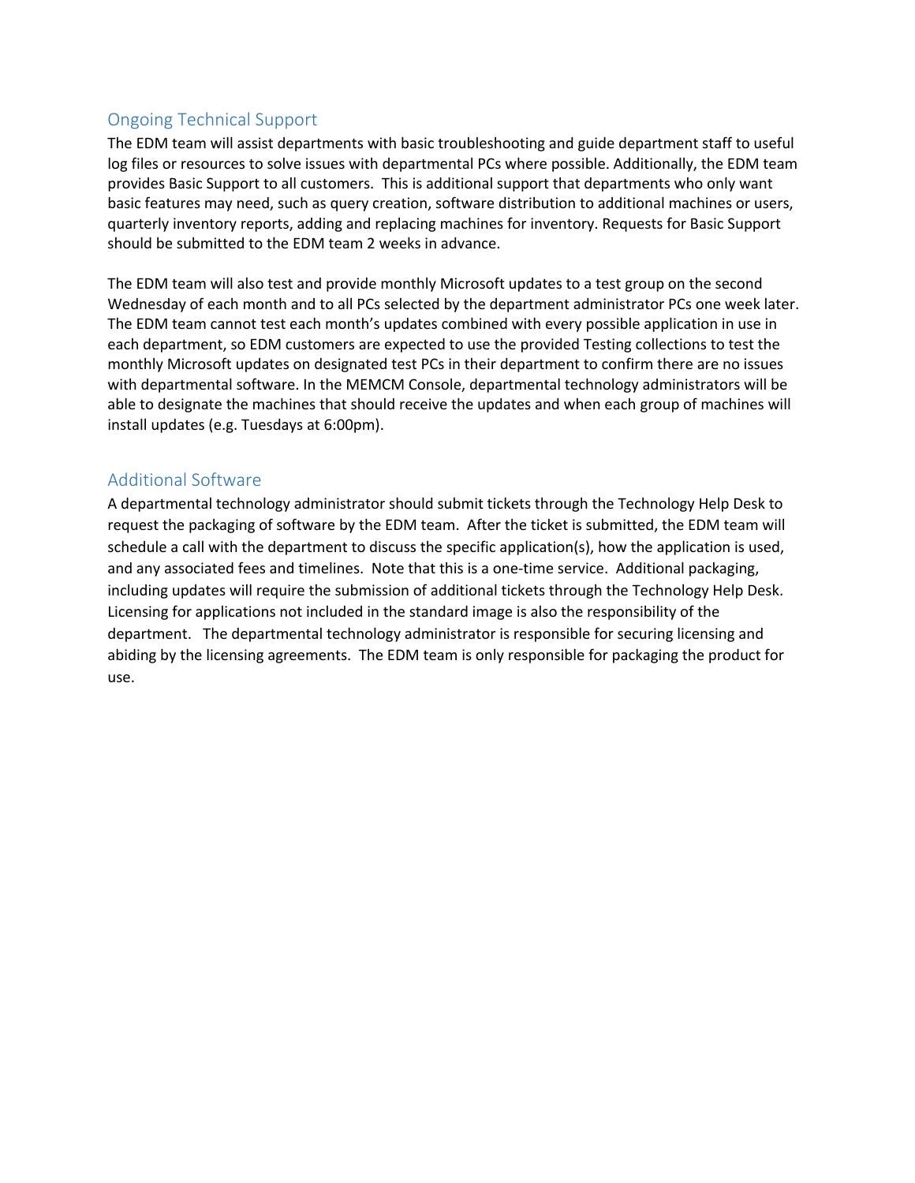## Ongoing Technical Support

The EDM team will assist departments with basic troubleshooting and guide department staff to useful log files or resources to solve issues with departmental PCs where possible. Additionally, the EDM team provides Basic Support to all customers. This is additional support that departments who only want basic features may need, such as query creation, software distribution to additional machines or users, quarterly inventory reports, adding and replacing machines for inventory. Requests for Basic Support should be submitted to the EDM team 2 weeks in advance.

The EDM team will also test and provide monthly Microsoft updates to a test group on the second Wednesday of each month and to all PCs selected by the department administrator PCs one week later. The EDM team cannot test each month's updates combined with every possible application in use in each department, so EDM customers are expected to use the provided Testing collections to test the monthly Microsoft updates on designated test PCs in their department to confirm there are no issues with departmental software. In the MEMCM Console, departmental technology administrators will be able to designate the machines that should receive the updates and when each group of machines will install updates (e.g. Tuesdays at 6:00pm).

## Additional Software

A departmental technology administrator should submit tickets through the Technology Help Desk to request the packaging of software by the EDM team. After the ticket is submitted, the EDM team will schedule a call with the department to discuss the specific application(s), how the application is used, and any associated fees and timelines. Note that this is a one-time service. Additional packaging, including updates will require the submission of additional tickets through the Technology Help Desk. Licensing for applications not included in the standard image is also the responsibility of the department. The departmental technology administrator is responsible for securing licensing and abiding by the licensing agreements. The EDM team is only responsible for packaging the product for use.